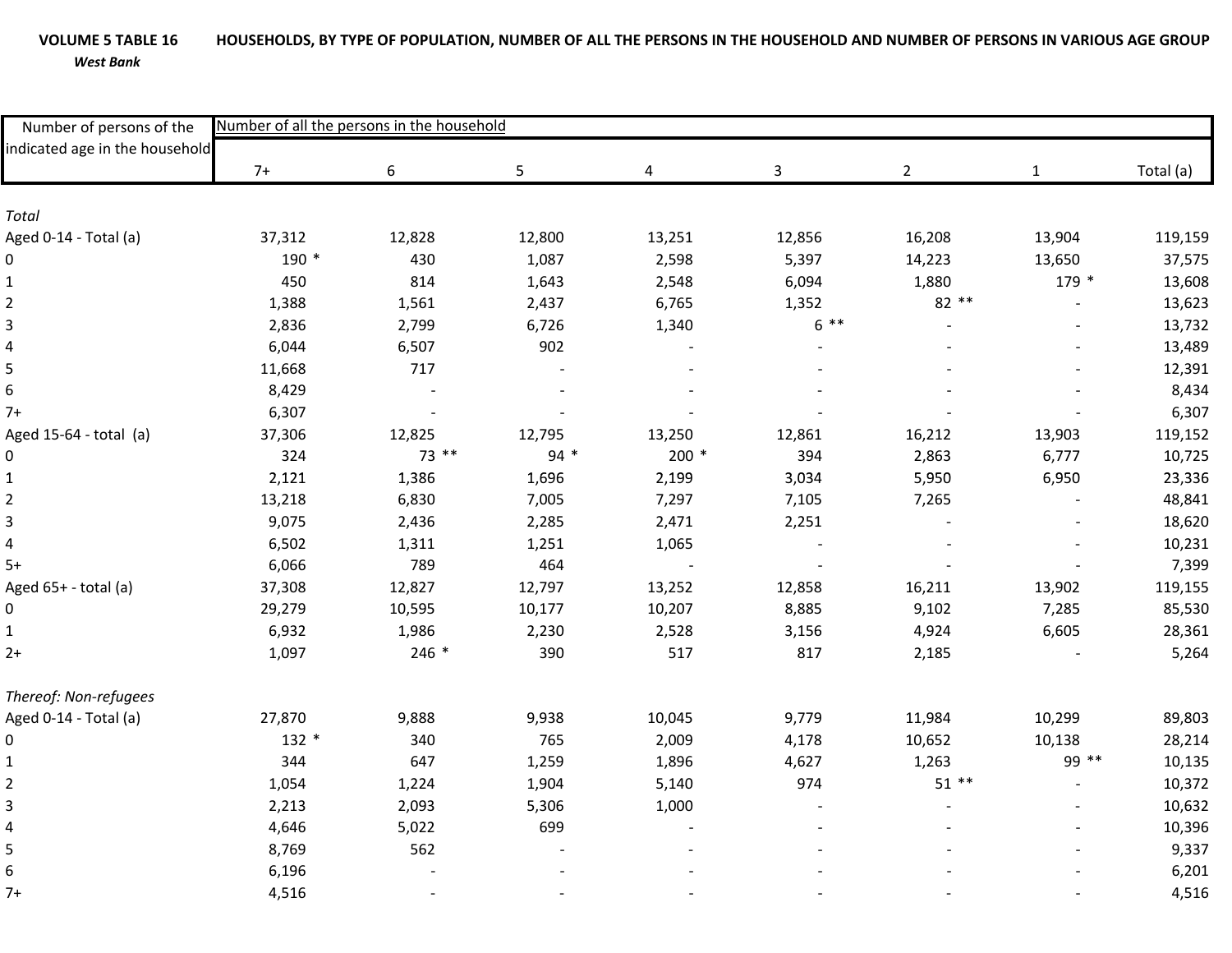**VOLUME 5 TABLE 16** **HOUSEHOLDS, BY TYPE OF POPULATION, NUMBER OF ALL THE PERSONS IN THE HOUSEHOLD AND NUMBER OF PERSONS IN VARIOUS AGE GROUP**

***West Bank***

| Number of persons of the indicated age in the household | Number of all the persons in the household | | | | | | | |
|---|---|---|---|---|---|---|---|---|
| | 7+ | 6 | 5 | 4 | 3 | 2 | 1 | Total (a) |
| *Total* | | | | | | | | |
| Aged 0-14 - Total (a) | 37,312 | 12,828 | 12,800 | 13,251 | 12,856 | 16,208 | 13,904 | 119,159 |
| 0 | 190 * | 430 | 1,087 | 2,598 | 5,397 | 14,223 | 13,650 | 37,575 |
| 1 | 450 | 814 | 1,643 | 2,548 | 6,094 | 1,880 | 179 * | 13,608 |
| 2 | 1,388 | 1,561 | 2,437 | 6,765 | 1,352 | 82 ** | - | 13,623 |
| 3 | 2,836 | 2,799 | 6,726 | 1,340 | 6 ** | - | - | 13,732 |
| 4 | 6,044 | 6,507 | 902 | - | - | - | - | 13,489 |
| 5 | 11,668 | 717 | - | - | - | - | - | 12,391 |
| 6 | 8,429 | - | - | - | - | - | - | 8,434 |
| 7+ | 6,307 | - | - | - | - | - | - | 6,307 |
| Aged 15-64 - total (a) | 37,306 | 12,825 | 12,795 | 13,250 | 12,861 | 16,212 | 13,903 | 119,152 |
| 0 | 324 | 73 ** | 94 * | 200 * | 394 | 2,863 | 6,777 | 10,725 |
| 1 | 2,121 | 1,386 | 1,696 | 2,199 | 3,034 | 5,950 | 6,950 | 23,336 |
| 2 | 13,218 | 6,830 | 7,005 | 7,297 | 7,105 | 7,265 | - | 48,841 |
| 3 | 9,075 | 2,436 | 2,285 | 2,471 | 2,251 | - | - | 18,620 |
| 4 | 6,502 | 1,311 | 1,251 | 1,065 | - | - | - | 10,231 |
| 5+ | 6,066 | 789 | 464 | - | - | - | - | 7,399 |
| Aged 65+ - total (a) | 37,308 | 12,827 | 12,797 | 13,252 | 12,858 | 16,211 | 13,902 | 119,155 |
| 0 | 29,279 | 10,595 | 10,177 | 10,207 | 8,885 | 9,102 | 7,285 | 85,530 |
| 1 | 6,932 | 1,986 | 2,230 | 2,528 | 3,156 | 4,924 | 6,605 | 28,361 |
| 2+ | 1,097 | 246 * | 390 | 517 | 817 | 2,185 | - | 5,264 |
| *Thereof: Non-refugees* | | | | | | | | |
| Aged 0-14 - Total (a) | 27,870 | 9,888 | 9,938 | 10,045 | 9,779 | 11,984 | 10,299 | 89,803 |
| 0 | 132 * | 340 | 765 | 2,009 | 4,178 | 10,652 | 10,138 | 28,214 |
| 1 | 344 | 647 | 1,259 | 1,896 | 4,627 | 1,263 | 99 ** | 10,135 |
| 2 | 1,054 | 1,224 | 1,904 | 5,140 | 974 | 51 ** | - | 10,372 |
| 3 | 2,213 | 2,093 | 5,306 | 1,000 | - | - | - | 10,632 |
| 4 | 4,646 | 5,022 | 699 | - | - | - | - | 10,396 |
| 5 | 8,769 | 562 | - | - | - | - | - | 9,337 |
| 6 | 6,196 | - | - | - | - | - | - | 6,201 |
| 7+ | 4,516 | - | - | - | - | - | - | 4,516 |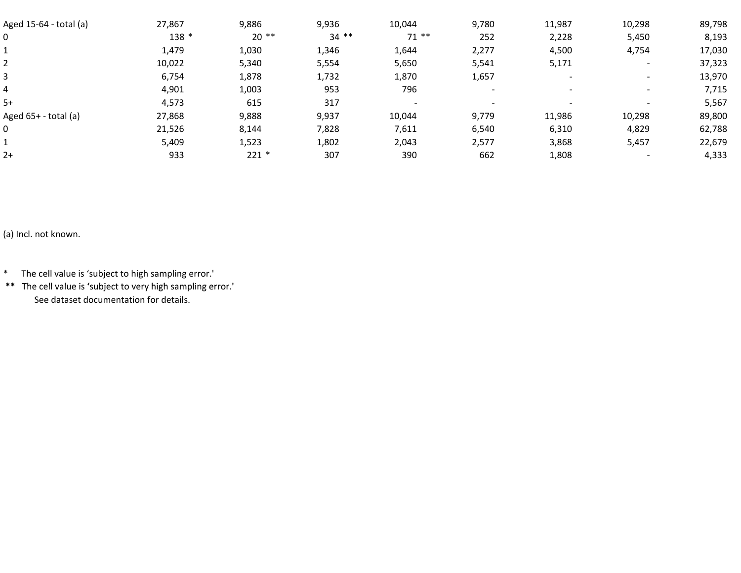| | | | | | | | | |
|---|---|---|---|---|---|---|---|---|
| Aged 15-64 - total (a) | 27,867 | 9,886 | 9,936 | 10,044 | 9,780 | 11,987 | 10,298 | 89,798 |
| 0 | 138 * | 20 ** | 34 ** | 71 ** | 252 | 2,228 | 5,450 | 8,193 |
| 1 | 1,479 | 1,030 | 1,346 | 1,644 | 2,277 | 4,500 | 4,754 | 17,030 |
| 2 | 10,022 | 5,340 | 5,554 | 5,650 | 5,541 | 5,171 | - | 37,323 |
| 3 | 6,754 | 1,878 | 1,732 | 1,870 | 1,657 | - | - | 13,970 |
| 4 | 4,901 | 1,003 | 953 | 796 | - | - | - | 7,715 |
| 5+ | 4,573 | 615 | 317 | - | - | - | - | 5,567 |
| Aged 65+ - total (a) | 27,868 | 9,888 | 9,937 | 10,044 | 9,779 | 11,986 | 10,298 | 89,800 |
| 0 | 21,526 | 8,144 | 7,828 | 7,611 | 6,540 | 6,310 | 4,829 | 62,788 |
| 1 | 5,409 | 1,523 | 1,802 | 2,043 | 2,577 | 3,868 | 5,457 | 22,679 |
| 2+ | 933 | 221 * | 307 | 390 | 662 | 1,808 | - | 4,333 |

(a) Incl. not known.

\* The cell value is 'subject to high sampling error.'
** The cell value is 'subject to very high sampling error.'
See dataset documentation for details.